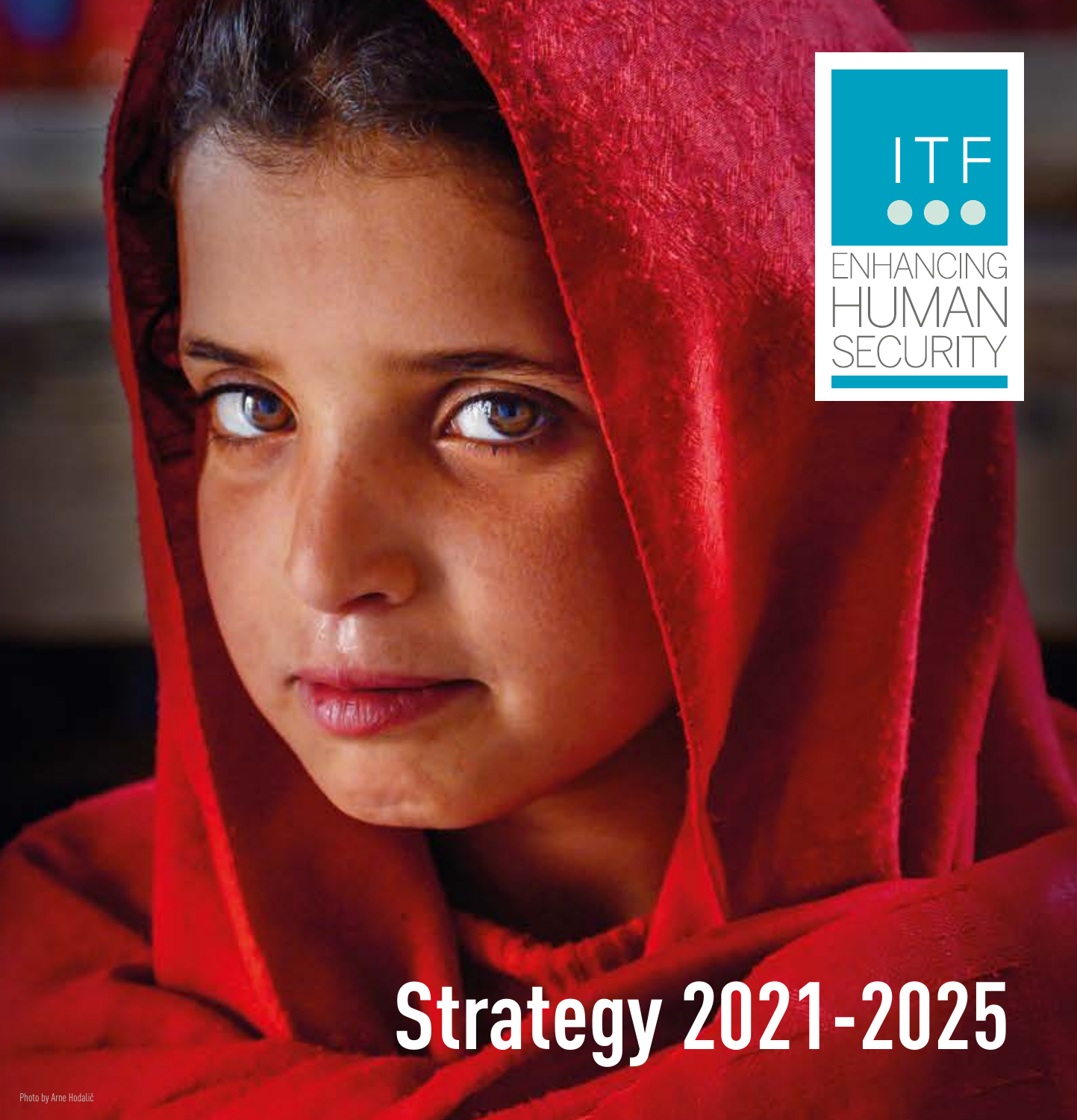ITF

ENHANCING HUMAN SECURITY

# Strategy 2021-2025

Photo by Arne Hodalič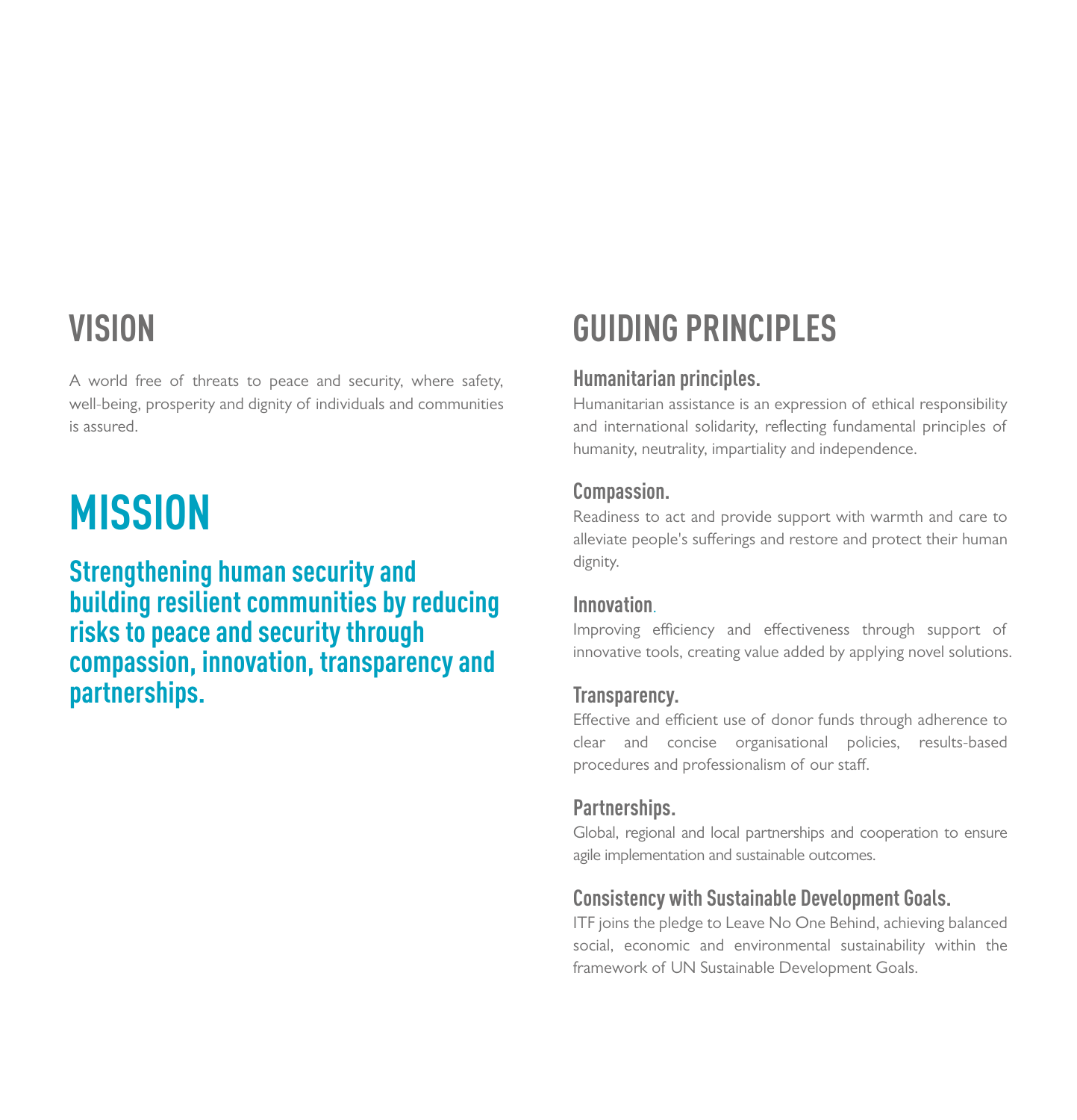## VISION

A world free of threats to peace and security, where safety, well-being, prosperity and dignity of individuals and communities is assured.

## MISSION

**Strengthening human security and building resilient communities by reducing risks to peace and security through compassion, innovation, transparency and partnerships.**

## GUIDING PRINCIPLES

### Humanitarian principles.

Humanitarian assistance is an expression of ethical responsibility and international solidarity, reflecting fundamental principles of humanity, neutrality, impartiality and independence.

### Compassion.

Readiness to act and provide support with warmth and care to alleviate people's sufferings and restore and protect their human dignity.

### Innovation.

Improving efficiency and effectiveness through support of innovative tools, creating value added by applying novel solutions.

### Transparency.

Effective and efficient use of donor funds through adherence to clear and concise organisational policies, results-based procedures and professionalism of our staff.

### Partnerships.

Global, regional and local partnerships and cooperation to ensure agile implementation and sustainable outcomes.

### Consistency with Sustainable Development Goals.

ITF joins the pledge to Leave No One Behind, achieving balanced social, economic and environmental sustainability within the framework of UN Sustainable Development Goals.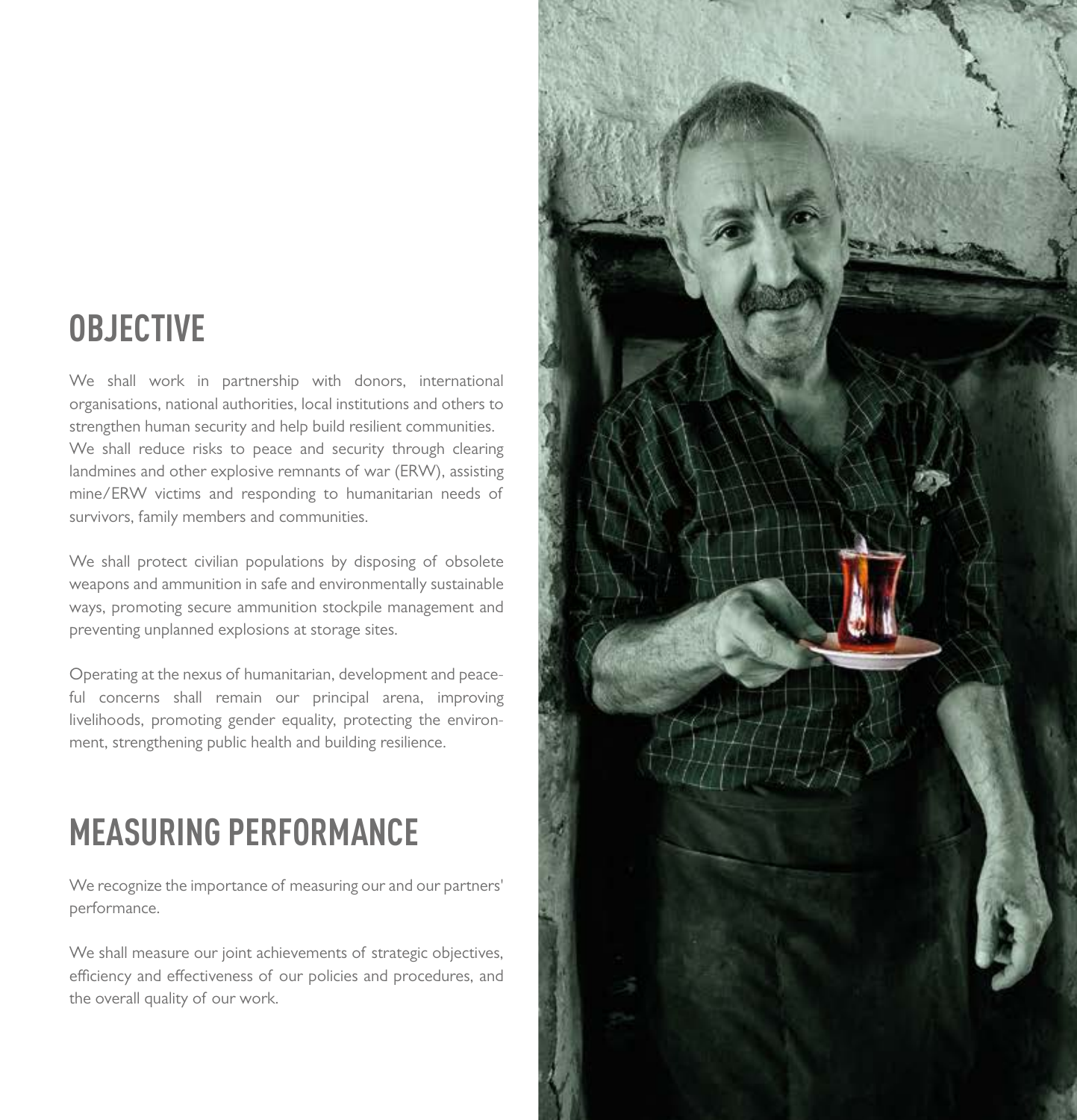## OBJECTIVE

We shall work in partnership with donors, international organisations, national authorities, local institutions and others to strengthen human security and help build resilient communities.
We shall reduce risks to peace and security through clearing landmines and other explosive remnants of war (ERW), assisting mine/ERW victims and responding to humanitarian needs of survivors, family members and communities.

We shall protect civilian populations by disposing of obsolete weapons and ammunition in safe and environmentally sustainable ways, promoting secure ammunition stockpile management and preventing unplanned explosions at storage sites.

Operating at the nexus of humanitarian, development and peaceful concerns shall remain our principal arena, improving livelihoods, promoting gender equality, protecting the environment, strengthening public health and building resilience.

## MEASURING PERFORMANCE

We recognize the importance of measuring our and our partners' performance.

We shall measure our joint achievements of strategic objectives, efficiency and effectiveness of our policies and procedures, and the overall quality of our work.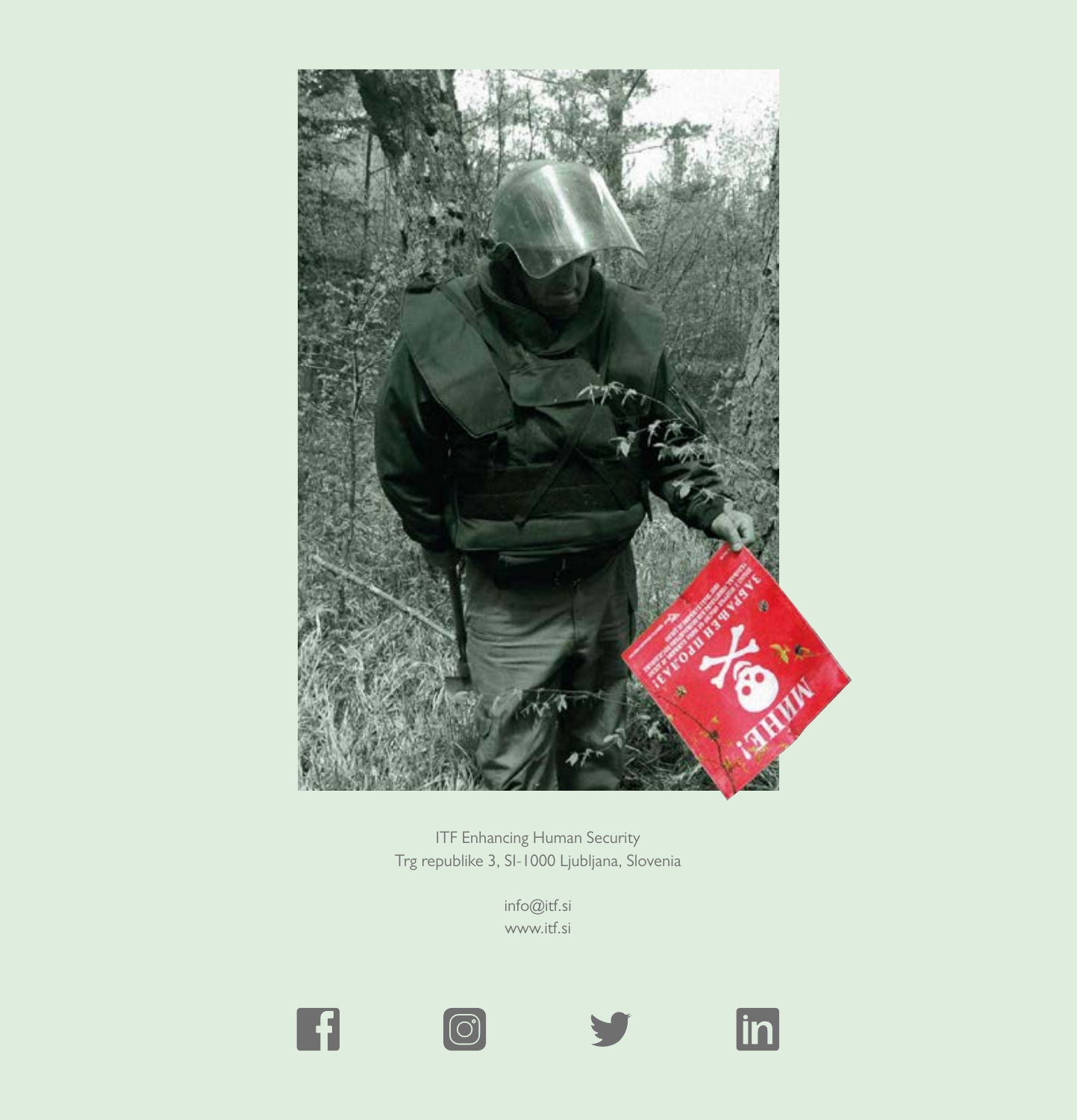ITF Enhancing Human Security
Trg republike 3, SI-1000 Ljubljana, Slovenia

info@itf.si
www.itf.si